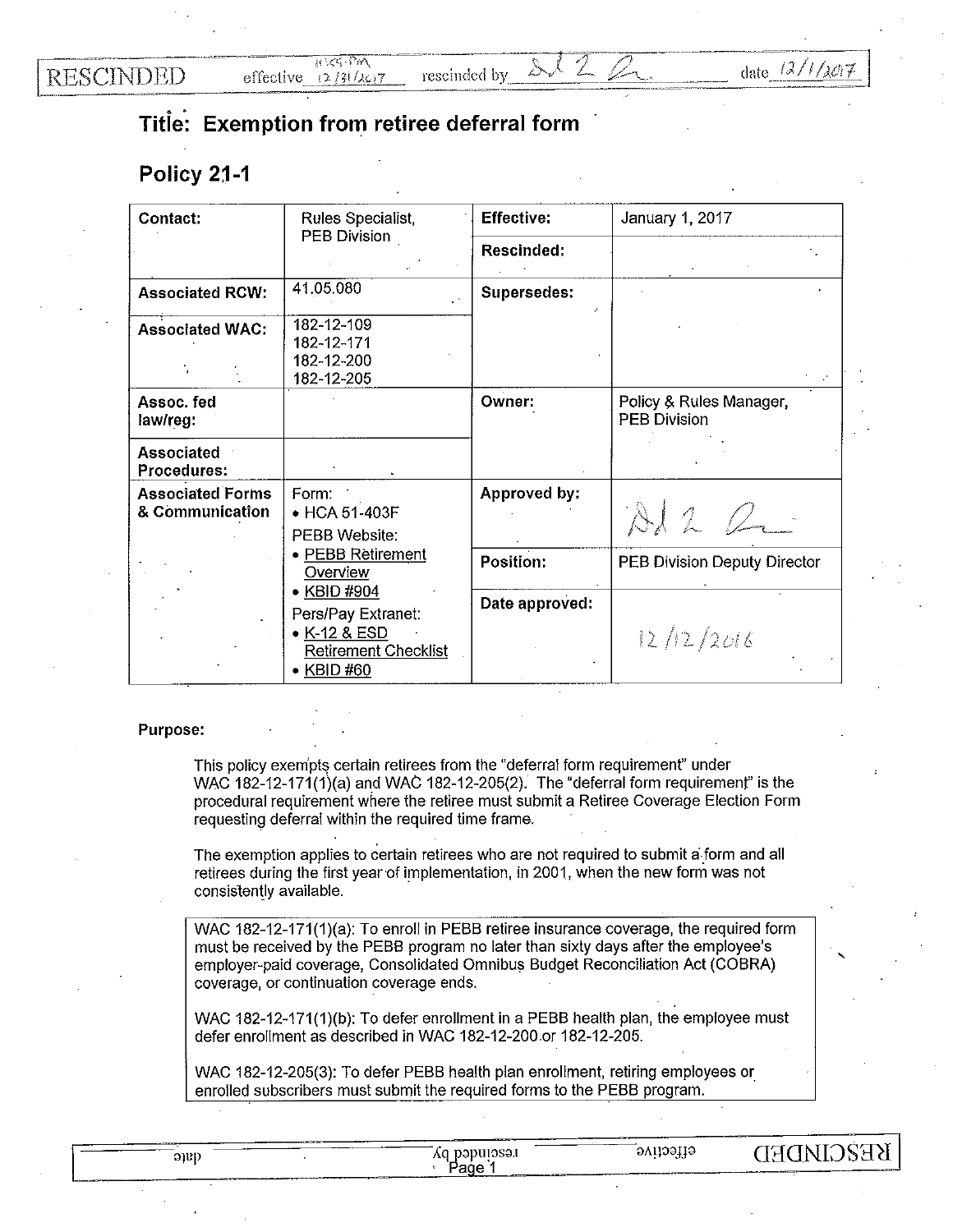RESCINDED effective 11:59 PM 12/31/2017 rescinded by [signature] date 12/1/2017

# Title: Exemption from retiree deferral form

## Policy 21-1

| Contact: | Rules Specialist, PEB Division | Effective: | January 1, 2017 |
|---|---|---|---|
| | | Rescinded: | |
| Associated RCW: | 41.05.080 | Supersedes: | |
| Associated WAC: | 182-12-109<br>182-12-171<br>182-12-200<br>182-12-205 | | |
| Assoc. fed law/reg: | | Owner: | Policy & Rules Manager, PEB Division |
| Associated Procedures: | | | |
| Associated Forms & Communication | Form:<br>• HCA 51-403F<br>PEBB Website:<br>• PEBB Retirement Overview<br>• KBID #904<br>Pers/Pay Extranet:<br>• K-12 & ESD Retirement Checklist<br>• KBID #60 | Approved by: | [signature] |
| | | Position: | PEB Division Deputy Director |
| | | Date approved: | 12/12/2016 |

**Purpose:**

This policy exempts certain retirees from the "deferral form requirement" under WAC 182-12-171(1)(a) and WAC 182-12-205(2). The "deferral form requirement" is the procedural requirement where the retiree must submit a Retiree Coverage Election Form requesting deferral within the required time frame.

The exemption applies to certain retirees who are not required to submit a form and all retirees during the first year of implementation, in 2001, when the new form was not consistently available.

> WAC 182-12-171(1)(a): To enroll in PEBB retiree insurance coverage, the required form must be received by the PEBB program no later than sixty days after the employee's employer-paid coverage, Consolidated Omnibus Budget Reconciliation Act (COBRA) coverage, or continuation coverage ends.
>
> WAC 182-12-171(1)(b): To defer enrollment in a PEBB health plan, the employee must defer enrollment as described in WAC 182-12-200 or 182-12-205.
>
> WAC 182-12-205(3): To defer PEBB health plan enrollment, retiring employees or enrolled subscribers must submit the required forms to the PEBB program.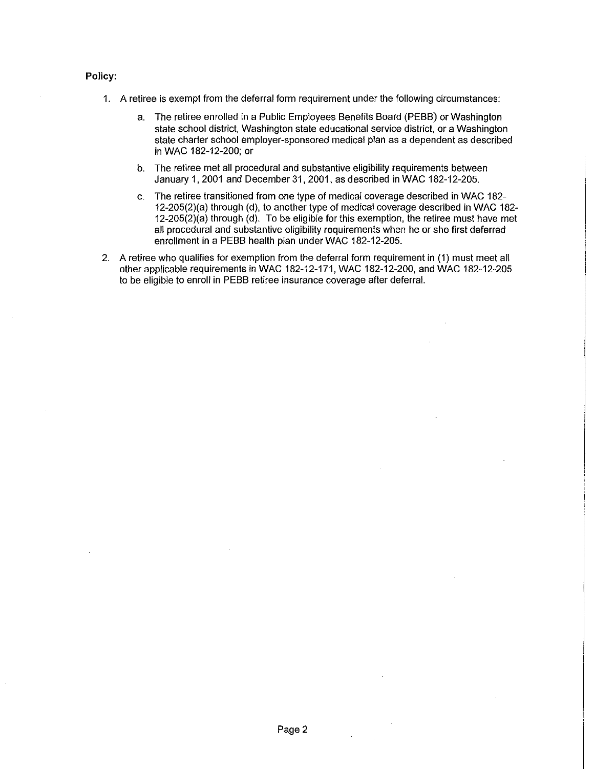**Policy:**

1. A retiree is exempt from the deferral form requirement under the following circumstances:

   a. The retiree enrolled in a Public Employees Benefits Board (PEBB) or Washington state school district, Washington state educational service district, or a Washington state charter school employer-sponsored medical plan as a dependent as described in WAC 182-12-200; or

   b. The retiree met all procedural and substantive eligibility requirements between January 1, 2001 and December 31, 2001, as described in WAC 182-12-205.

   c. The retiree transitioned from one type of medical coverage described in WAC 182-12-205(2)(a) through (d), to another type of medical coverage described in WAC 182-12-205(2)(a) through (d). To be eligible for this exemption, the retiree must have met all procedural and substantive eligibility requirements when he or she first deferred enrollment in a PEBB health plan under WAC 182-12-205.

2. A retiree who qualifies for exemption from the deferral form requirement in (1) must meet all other applicable requirements in WAC 182-12-171, WAC 182-12-200, and WAC 182-12-205 to be eligible to enroll in PEBB retiree insurance coverage after deferral.